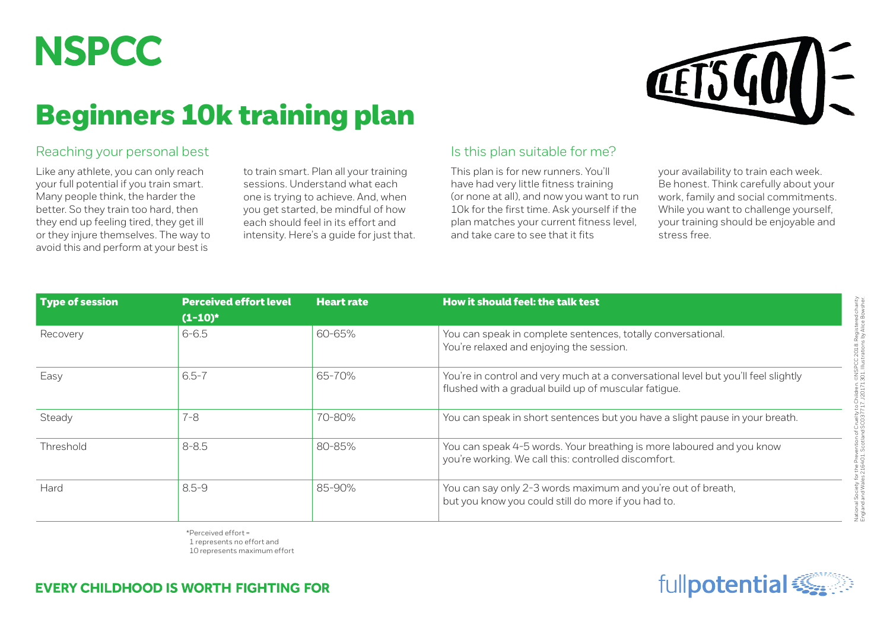# NSPCC

# Beginners 10k training plan

LET'S GO!

## Reaching your personal best

Like any athlete, you can only reach your full potential if you train smart. Many people think, the harder the better. So they train too hard, then they end up feeling tired, they get ill or they injure themselves. The way to avoid this and perform at your best is to train smart. Plan all your training sessions. Understand what each one is trying to achieve. And, when you get started, be mindful of how each should feel in its effort and intensity. Here's a guide for just that.

## Is this plan suitable for me?

This plan is for new runners. You'll have had very little fitness training (or none at all), and now you want to run 10k for the first time. Ask yourself if the plan matches your current fitness level, and take care to see that it fits your availability to train each week. Be honest. Think carefully about your work, family and social commitments. While you want to challenge yourself, your training should be enjoyable and stress free.

| Type of session | Perceived effort level (1-10)* | Heart rate | How it should feel: the talk test |
|---|---|---|---|
| Recovery | 6-6.5 | 60-65% | You can speak in complete sentences, totally conversational. You're relaxed and enjoying the session. |
| Easy | 6.5-7 | 65-70% | You're in control and very much at a conversational level but you'll feel slightly flushed with a gradual build up of muscular fatigue. |
| Steady | 7-8 | 70-80% | You can speak in short sentences but you have a slight pause in your breath. |
| Threshold | 8-8.5 | 80-85% | You can speak 4-5 words. Your breathing is more laboured and you know you're working. We call this: controlled discomfort. |
| Hard | 8.5-9 | 85-90% | You can say only 2-3 words maximum and you're out of breath, but you know you could still do more if you had to. |

*Perceived effort =
1 represents no effort and
10 represents maximum effort

National Society for the Prevention of Cruelty to Children. ©NSPCC 2018. Registered charity England and Wales 216401. Scotland SC037717. J20171301. Illustrations by Alice Bowsher.

**EVERY CHILDHOOD IS WORTH FIGHTING FOR**

fullpotential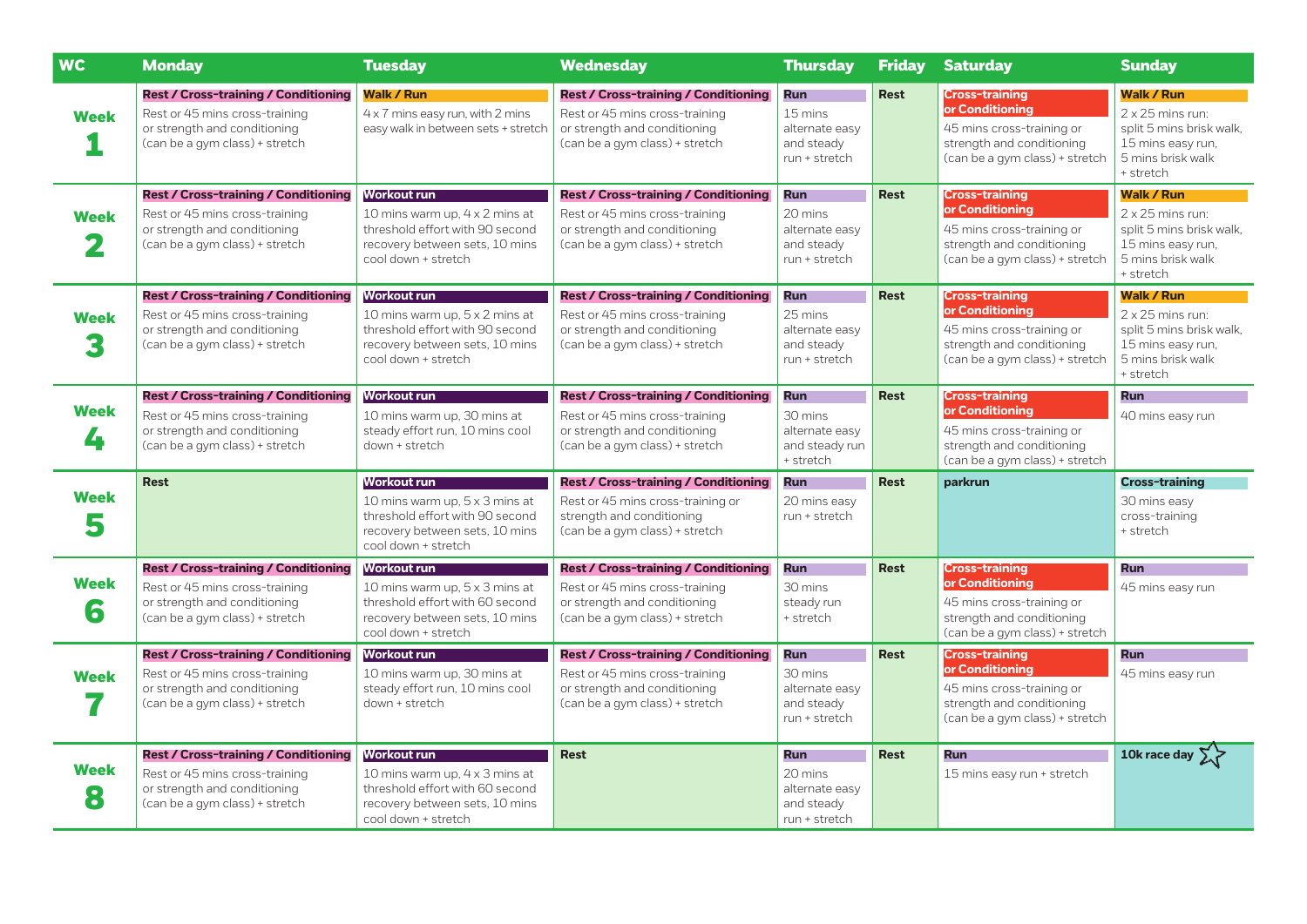| WC | Monday | Tuesday | Wednesday | Thursday | Friday | Saturday | Sunday |
|---|---|---|---|---|---|---|---|
| Week 1 | **Rest / Cross-training / Conditioning** Rest or 45 mins cross-training or strength and conditioning (can be a gym class) + stretch | **Walk / Run** 4 x 7 mins easy run, with 2 mins easy walk in between sets + stretch | **Rest / Cross-training / Conditioning** Rest or 45 mins cross-training or strength and conditioning (can be a gym class) + stretch | **Run** 15 mins alternate easy and steady run + stretch | Rest | **Cross-training or Conditioning** 45 mins cross-training or strength and conditioning (can be a gym class) + stretch | **Walk / Run** 2 x 25 mins run: split 5 mins brisk walk, 15 mins easy run, 5 mins brisk walk + stretch |
| Week 2 | **Rest / Cross-training / Conditioning** Rest or 45 mins cross-training or strength and conditioning (can be a gym class) + stretch | **Workout run** 10 mins warm up, 4 x 2 mins at threshold effort with 90 second recovery between sets, 10 mins cool down + stretch | **Rest / Cross-training / Conditioning** Rest or 45 mins cross-training or strength and conditioning (can be a gym class) + stretch | **Run** 20 mins alternate easy and steady run + stretch | Rest | **Cross-training or Conditioning** 45 mins cross-training or strength and conditioning (can be a gym class) + stretch | **Walk / Run** 2 x 25 mins run: split 5 mins brisk walk, 15 mins easy run, 5 mins brisk walk + stretch |
| Week 3 | **Rest / Cross-training / Conditioning** Rest or 45 mins cross-training or strength and conditioning (can be a gym class) + stretch | **Workout run** 10 mins warm up, 5 x 2 mins at threshold effort with 90 second recovery between sets, 10 mins cool down + stretch | **Rest / Cross-training / Conditioning** Rest or 45 mins cross-training or strength and conditioning (can be a gym class) + stretch | **Run** 25 mins alternate easy and steady run + stretch | Rest | **Cross-training or Conditioning** 45 mins cross-training or strength and conditioning (can be a gym class) + stretch | **Walk / Run** 2 x 25 mins run: split 5 mins brisk walk, 15 mins easy run, 5 mins brisk walk + stretch |
| Week 4 | **Rest / Cross-training / Conditioning** Rest or 45 mins cross-training or strength and conditioning (can be a gym class) + stretch | **Workout run** 10 mins warm up, 30 mins at steady effort run, 10 mins cool down + stretch | **Rest / Cross-training / Conditioning** Rest or 45 mins cross-training or strength and conditioning (can be a gym class) + stretch | **Run** 30 mins alternate easy and steady run + stretch | Rest | **Cross-training or Conditioning** 45 mins cross-training or strength and conditioning (can be a gym class) + stretch | **Run** 40 mins easy run |
| Week 5 | Rest | **Workout run** 10 mins warm up, 5 x 3 mins at threshold effort with 90 second recovery between sets, 10 mins cool down + stretch | **Rest / Cross-training / Conditioning** Rest or 45 mins cross-training or strength and conditioning (can be a gym class) + stretch | **Run** 20 mins easy run + stretch | Rest | parkrun | **Cross-training** 30 mins easy cross-training + stretch |
| Week 6 | **Rest / Cross-training / Conditioning** Rest or 45 mins cross-training or strength and conditioning (can be a gym class) + stretch | **Workout run** 10 mins warm up, 5 x 3 mins at threshold effort with 60 second recovery between sets, 10 mins cool down + stretch | **Rest / Cross-training / Conditioning** Rest or 45 mins cross-training or strength and conditioning (can be a gym class) + stretch | **Run** 30 mins steady run + stretch | Rest | **Cross-training or Conditioning** 45 mins cross-training or strength and conditioning (can be a gym class) + stretch | **Run** 45 mins easy run |
| Week 7 | **Rest / Cross-training / Conditioning** Rest or 45 mins cross-training or strength and conditioning (can be a gym class) + stretch | **Workout run** 10 mins warm up, 30 mins at steady effort run, 10 mins cool down + stretch | **Rest / Cross-training / Conditioning** Rest or 45 mins cross-training or strength and conditioning (can be a gym class) + stretch | **Run** 30 mins alternate easy and steady run + stretch | Rest | **Cross-training or Conditioning** 45 mins cross-training or strength and conditioning (can be a gym class) + stretch | **Run** 45 mins easy run |
| Week 8 | **Rest / Cross-training / Conditioning** Rest or 45 mins cross-training or strength and conditioning (can be a gym class) + stretch | **Workout run** 10 mins warm up, 4 x 3 mins at threshold effort with 60 second recovery between sets, 10 mins cool down + stretch | Rest | **Run** 20 mins alternate easy and steady run + stretch | Rest | **Run** 15 mins easy run + stretch | **10k race day** |